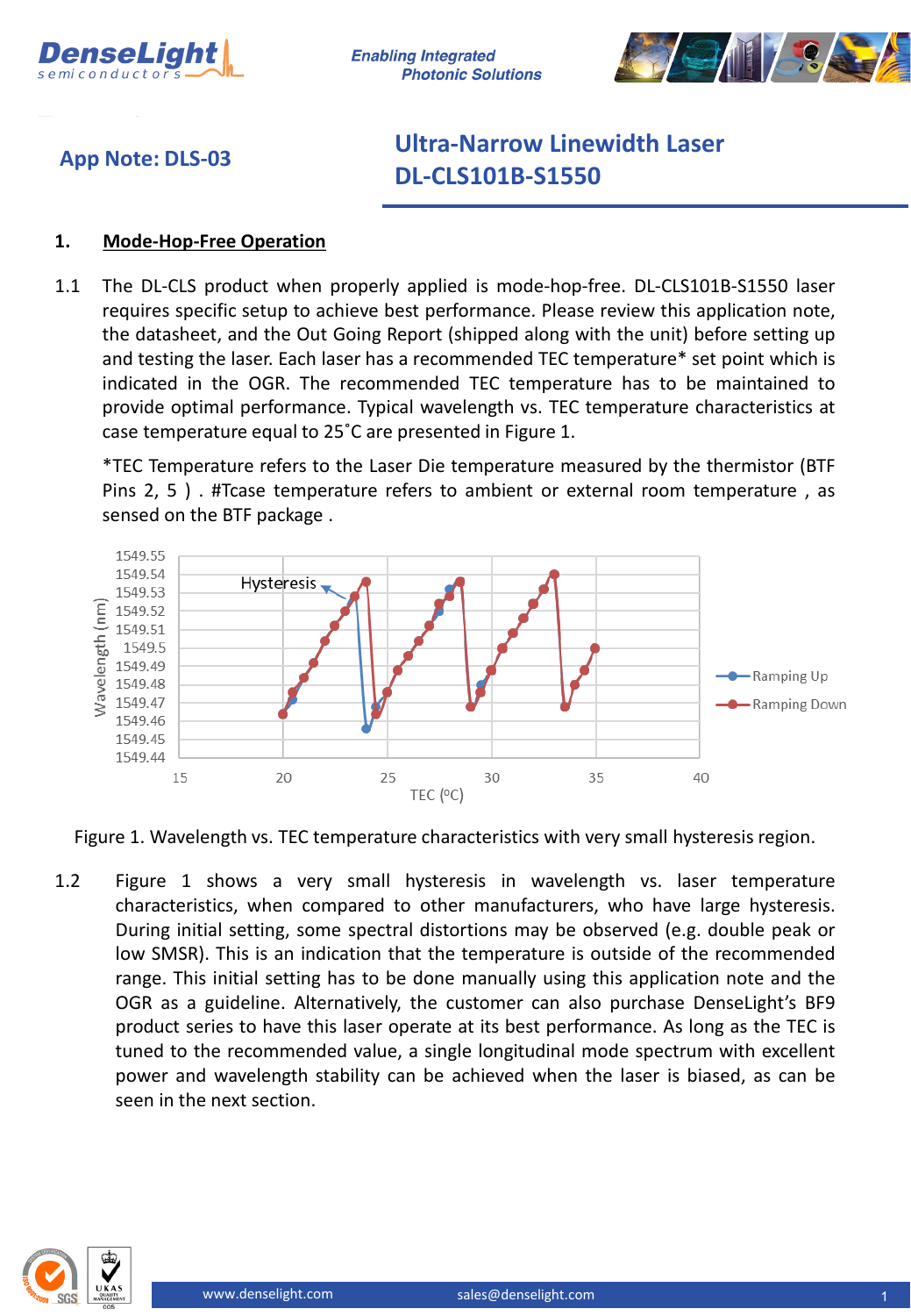## App Note: DLS-03

## Ultra-Narrow Linewidth Laser DL-CLS101B-S1550

### 1. Mode-Hop-Free Operation

1.1 The DL-CLS product when properly applied is mode-hop-free. DL-CLS101B-S1550 laser requires specific setup to achieve best performance. Please review this application note, the datasheet, and the Out Going Report (shipped along with the unit) before setting up and testing the laser. Each laser has a recommended TEC temperature* set point which is indicated in the OGR. The recommended TEC temperature has to be maintained to provide optimal performance. Typical wavelength vs. TEC temperature characteristics at case temperature equal to 25˚C are presented in Figure 1.

*TEC Temperature refers to the Laser Die temperature measured by the thermistor (BTF Pins 2, 5 ) . #Tcase temperature refers to ambient or external room temperature , as sensed on the BTF package .

Figure 1. Wavelength vs. TEC temperature characteristics with very small hysteresis region.

1.2 Figure 1 shows a very small hysteresis in wavelength vs. laser temperature characteristics, when compared to other manufacturers, who have large hysteresis. During initial setting, some spectral distortions may be observed (e.g. double peak or low SMSR). This is an indication that the temperature is outside of the recommended range. This initial setting has to be done manually using this application note and the OGR as a guideline. Alternatively, the customer can also purchase DenseLight's BF9 product series to have this laser operate at its best performance. As long as the TEC is tuned to the recommended value, a single longitudinal mode spectrum with excellent power and wavelength stability can be achieved when the laser is biased, as can be seen in the next section.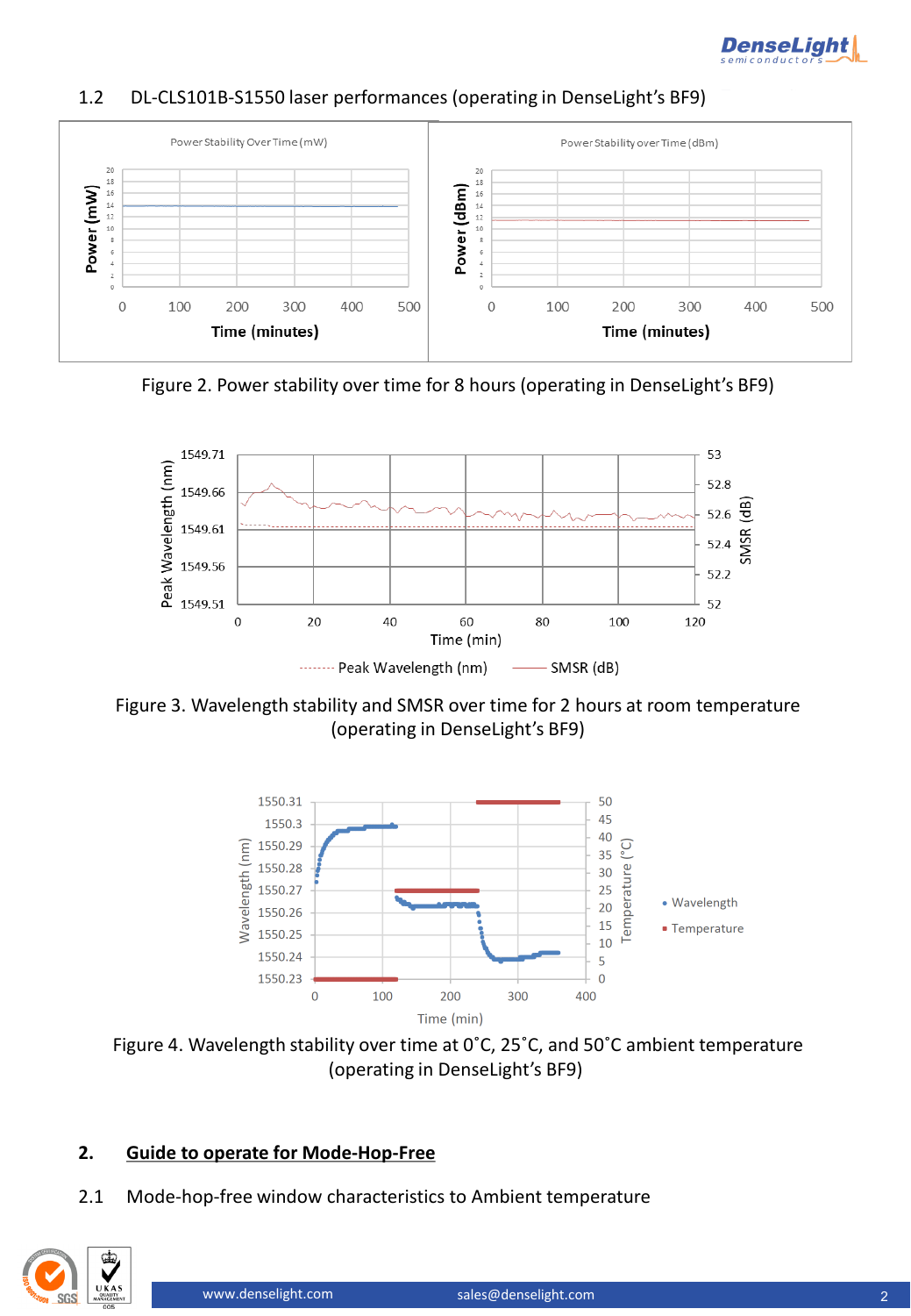1.2 DL-CLS101B-S1550 laser performances (operating in DenseLight's BF9)

Figure 2. Power stability over time for 8 hours (operating in DenseLight's BF9)

Figure 3. Wavelength stability and SMSR over time for 2 hours at room temperature (operating in DenseLight's BF9)

Figure 4. Wavelength stability over time at 0˚C, 25˚C, and 50˚C ambient temperature (operating in DenseLight's BF9)

## 2. <u>Guide to operate for Mode-Hop-Free</u>

### 2.1 Mode-hop-free window characteristics to Ambient temperature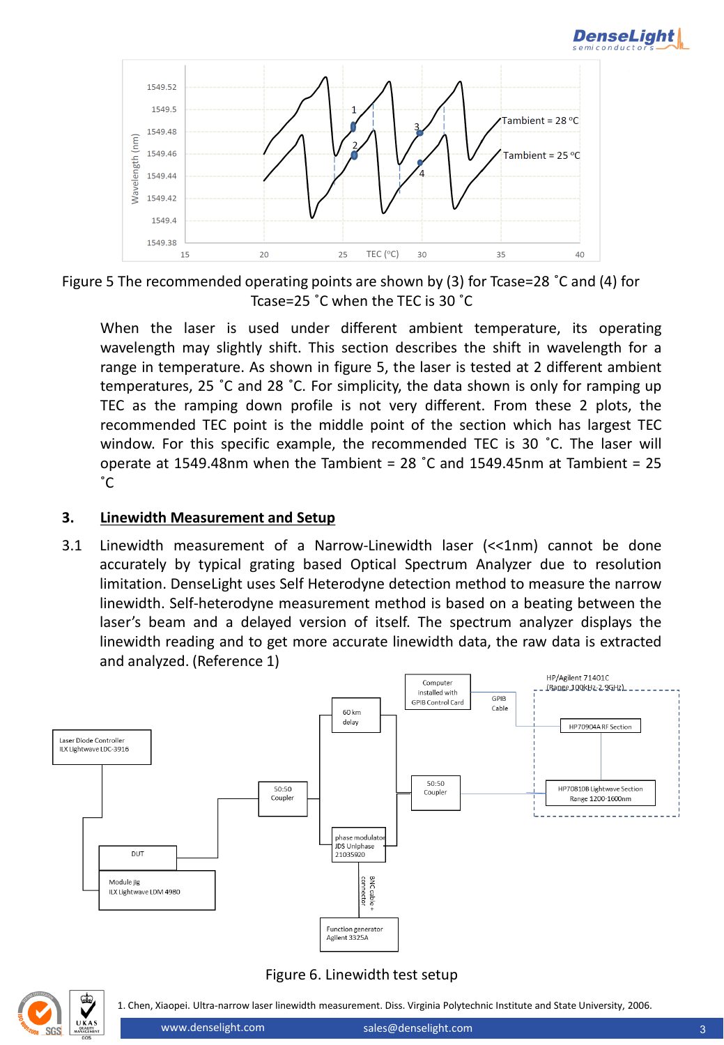Figure 5 The recommended operating points are shown by (3) for Tcase=28 ˚C and (4) for Tcase=25 ˚C when the TEC is 30 ˚C

When the laser is used under different ambient temperature, its operating wavelength may slightly shift. This section describes the shift in wavelength for a range in temperature. As shown in figure 5, the laser is tested at 2 different ambient temperatures, 25 ˚C and 28 ˚C. For simplicity, the data shown is only for ramping up TEC as the ramping down profile is not very different. From these 2 plots, the recommended TEC point is the middle point of the section which has largest TEC window. For this specific example, the recommended TEC is 30 ˚C. The laser will operate at 1549.48nm when the Tambient = 28 ˚C and 1549.45nm at Tambient = 25 ˚C

## 3. Linewidth Measurement and Setup

3.1 Linewidth measurement of a Narrow-Linewidth laser (<<1nm) cannot be done accurately by typical grating based Optical Spectrum Analyzer due to resolution limitation. DenseLight uses Self Heterodyne detection method to measure the narrow linewidth. Self-heterodyne measurement method is based on a beating between the laser's beam and a delayed version of itself. The spectrum analyzer displays the linewidth reading and to get more accurate linewidth data, the raw data is extracted and analyzed. (Reference 1)

Figure 6. Linewidth test setup

1. Chen, Xiaopei. Ultra-narrow laser linewidth measurement. Diss. Virginia Polytechnic Institute and State University, 2006.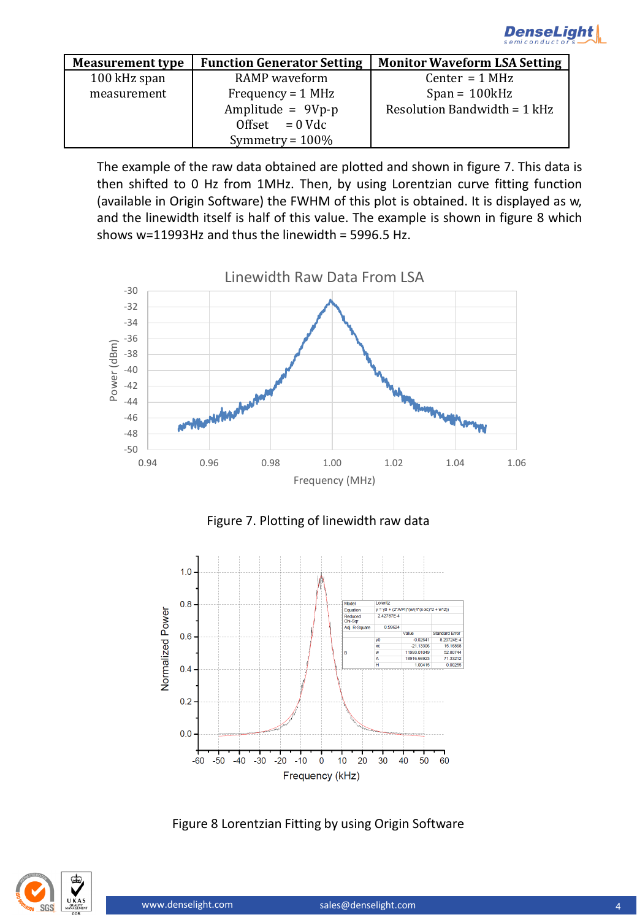| Measurement type | Function Generator Setting | Monitor Waveform LSA Setting |
|---|---|---|
| 100 kHz span measurement | RAMP waveform<br>Frequency = 1 MHz<br>Amplitude = 9Vp-p<br>Offset = 0 Vdc<br>Symmetry = 100% | Center = 1 MHz<br>Span = 100kHz<br>Resolution Bandwidth = 1 kHz |

The example of the raw data obtained are plotted and shown in figure 7. This data is then shifted to 0 Hz from 1MHz. Then, by using Lorentzian curve fitting function (available in Origin Software) the FWHM of this plot is obtained. It is displayed as w, and the linewidth itself is half of this value. The example is shown in figure 8 which shows w=11993Hz and thus the linewidth = 5996.5 Hz.

Figure 7. Plotting of linewidth raw data

Figure 8 Lorentzian Fitting by using Origin Software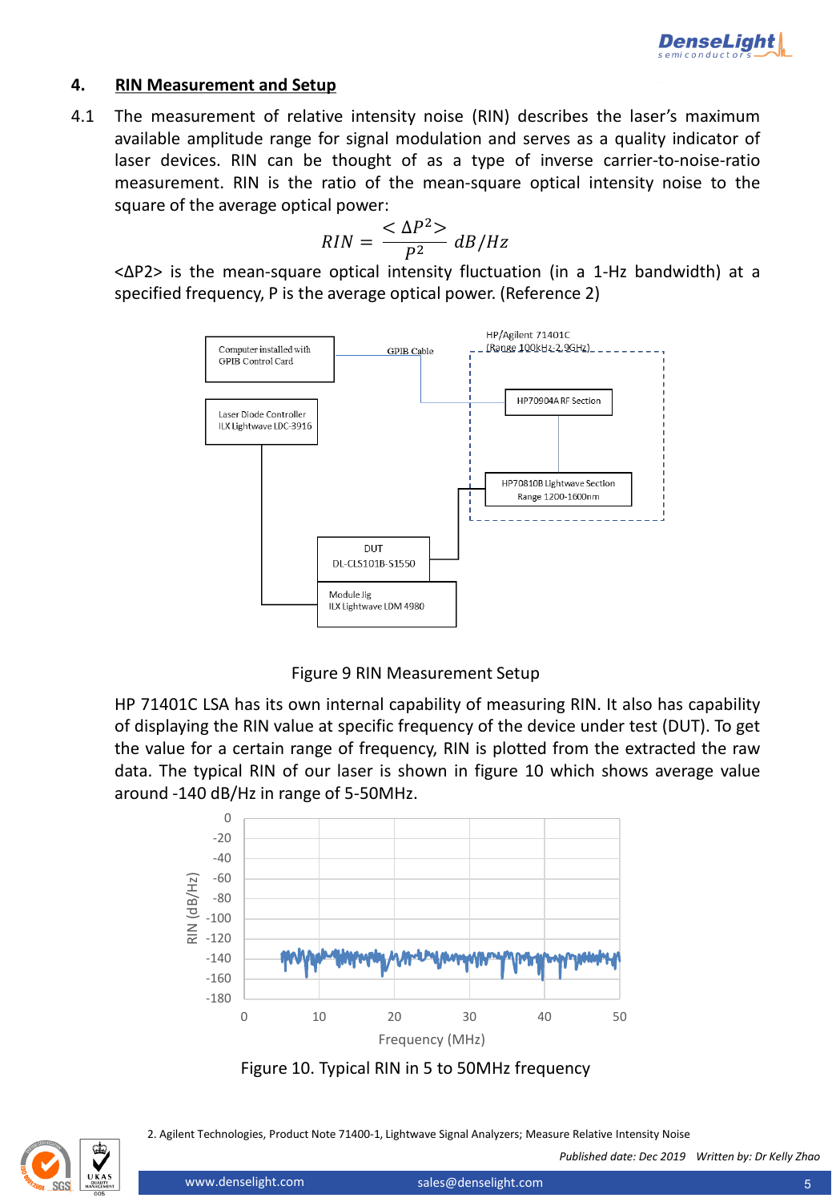## 4. RIN Measurement and Setup

4.1 The measurement of relative intensity noise (RIN) describes the laser's maximum available amplitude range for signal modulation and serves as a quality indicator of laser devices. RIN can be thought of as a type of inverse carrier-to-noise-ratio measurement. RIN is the ratio of the mean-square optical intensity noise to the square of the average optical power:

$$RIN = \frac{<\Delta P^2>}{P^2}\ dB/Hz$$

<ΔP2> is the mean-square optical intensity fluctuation (in a 1-Hz bandwidth) at a specified frequency, P is the average optical power. (Reference 2)

Computer installed with GPIB Control Card

GPIB Cable

HP/Agilent 71401C (Range 100kHz-2.9GHz)

HP70904A RF Section

HP70810B Lightwave Section Range 1200-1600nm

Laser Diode Controller ILX Lightwave LDC-3916

DUT DL-CLS101B-S1550

Module Jig ILX Lightwave LDM 4980

Figure 9 RIN Measurement Setup

HP 71401C LSA has its own internal capability of measuring RIN. It also has capability of displaying the RIN value at specific frequency of the device under test (DUT). To get the value for a certain range of frequency, RIN is plotted from the extracted the raw data. The typical RIN of our laser is shown in figure 10 which shows average value around -140 dB/Hz in range of 5-50MHz.

RIN (dB/Hz)

0
-20
-40
-60
-80
-100
-120
-140
-160
-180

0
10
20
30
40
50

Frequency (MHz)

Figure 10. Typical RIN in 5 to 50MHz frequency

2. Agilent Technologies, Product Note 71400-1, Lightwave Signal Analyzers; Measure Relative Intensity Noise

*Published date: Dec 2019 Written by: Dr Kelly Zhao*